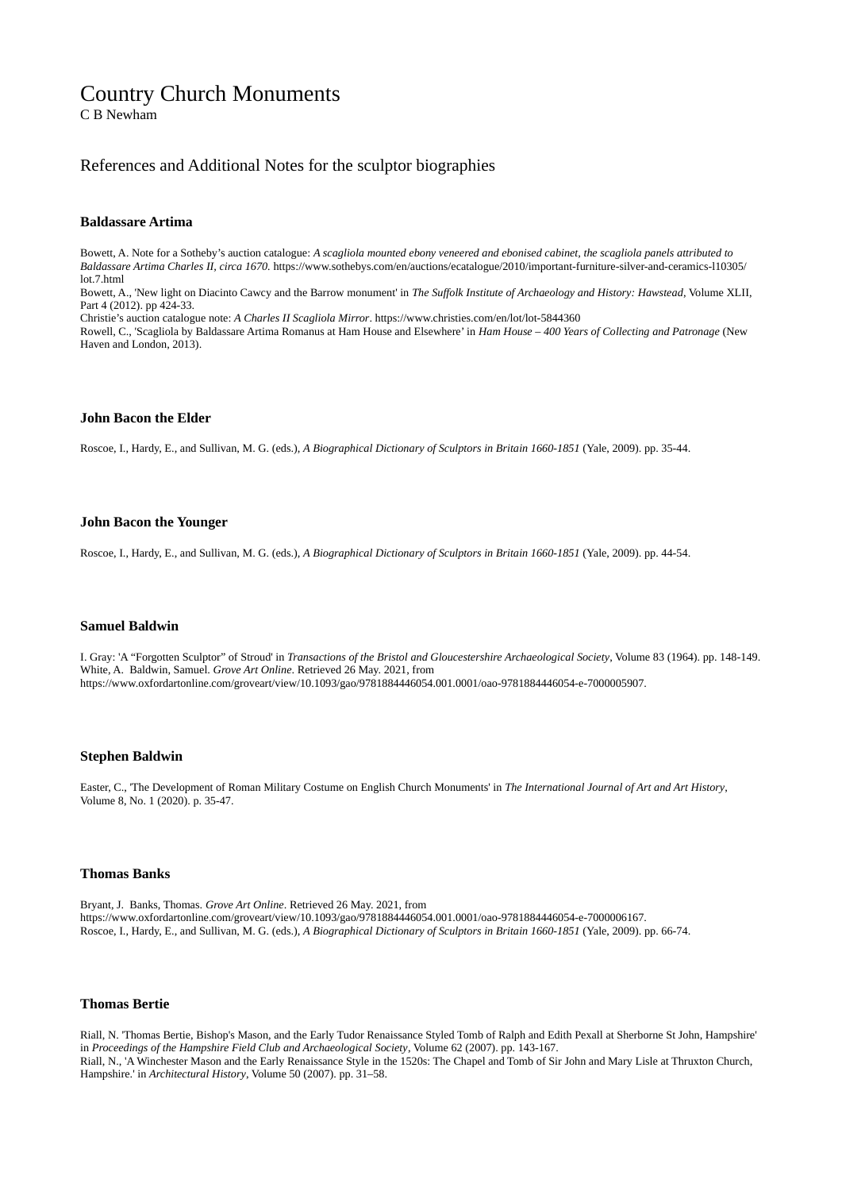# Country Church Monuments

C B Newham

## References and Additional Notes for the sculptor biographies

### Baldassare Artima

Bowett, A. Note for a Sotheby's auction catalogue: *A scagliola mounted ebony veneered and ebonised cabinet, the scagliola panels attributed to Baldassare Artima Charles II, circa 1670.* https://www.sothebys.com/en/auctions/ecatalogue/2010/important-furniture-silver-and-ceramics-l10305/lot.7.html
Bowett, A., 'New light on Diacinto Cawcy and the Barrow monument' in *The Suffolk Institute of Archaeology and History: Hawstead*, Volume XLII, Part 4 (2012). pp 424-33.
Christie's auction catalogue note: *A Charles II Scagliola Mirror*. https://www.christies.com/en/lot/lot-5844360
Rowell, C., 'Scagliola by Baldassare Artima Romanus at Ham House and Elsewhere' in *Ham House – 400 Years of Collecting and Patronage* (New Haven and London, 2013).

### John Bacon the Elder

Roscoe, I., Hardy, E., and Sullivan, M. G. (eds.), *A Biographical Dictionary of Sculptors in Britain 1660-1851* (Yale, 2009). pp. 35-44.

### John Bacon the Younger

Roscoe, I., Hardy, E., and Sullivan, M. G. (eds.), *A Biographical Dictionary of Sculptors in Britain 1660-1851* (Yale, 2009). pp. 44-54.

### Samuel Baldwin

I. Gray: 'A "Forgotten Sculptor" of Stroud' in *Transactions of the Bristol and Gloucestershire Archaeological Society*, Volume 83 (1964). pp. 148-149.
White, A. Baldwin, Samuel. *Grove Art Online*. Retrieved 26 May. 2021, from https://www.oxfordartonline.com/groveart/view/10.1093/gao/9781884446054.001.0001/oao-9781884446054-e-7000005907.

### Stephen Baldwin

Easter, C., 'The Development of Roman Military Costume on English Church Monuments' in *The International Journal of Art and Art History*, Volume 8, No. 1 (2020). p. 35-47.

### Thomas Banks

Bryant, J. Banks, Thomas. *Grove Art Online*. Retrieved 26 May. 2021, from https://www.oxfordartonline.com/groveart/view/10.1093/gao/9781884446054.001.0001/oao-9781884446054-e-7000006167.
Roscoe, I., Hardy, E., and Sullivan, M. G. (eds.), *A Biographical Dictionary of Sculptors in Britain 1660-1851* (Yale, 2009). pp. 66-74.

### Thomas Bertie

Riall, N. 'Thomas Bertie, Bishop's Mason, and the Early Tudor Renaissance Styled Tomb of Ralph and Edith Pexall at Sherborne St John, Hampshire' in *Proceedings of the Hampshire Field Club and Archaeological Society*, Volume 62 (2007). pp. 143-167.
Riall, N., 'A Winchester Mason and the Early Renaissance Style in the 1520s: The Chapel and Tomb of Sir John and Mary Lisle at Thruxton Church, Hampshire.' in *Architectural History*, Volume 50 (2007). pp. 31–58.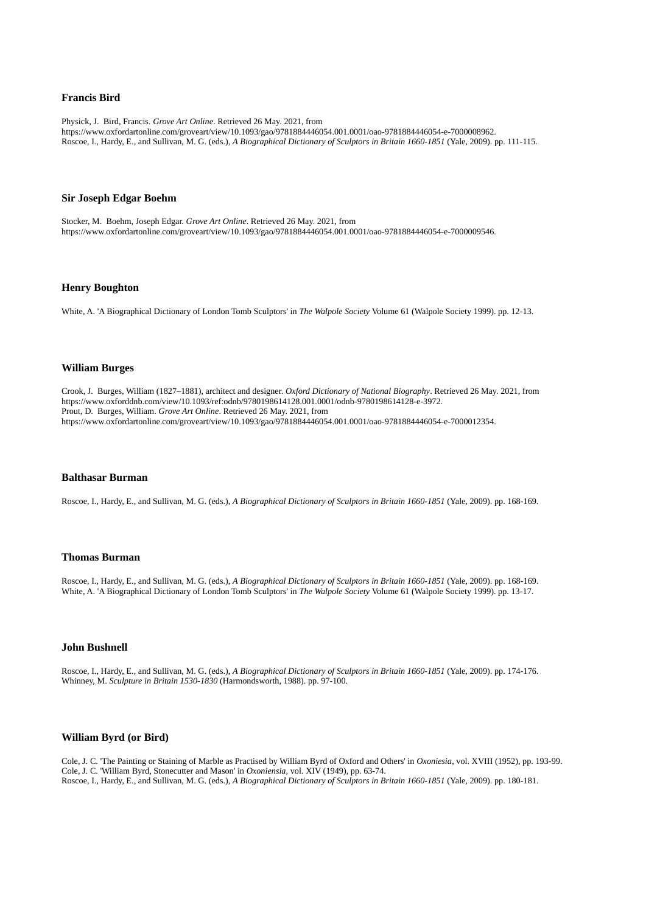### Francis Bird

Physick, J. Bird, Francis. *Grove Art Online*. Retrieved 26 May. 2021, from https://www.oxfordartonline.com/groveart/view/10.1093/gao/9781884446054.001.0001/oao-9781884446054-e-7000008962.
Roscoe, I., Hardy, E., and Sullivan, M. G. (eds.), *A Biographical Dictionary of Sculptors in Britain 1660-1851* (Yale, 2009). pp. 111-115.

### Sir Joseph Edgar Boehm

Stocker, M. Boehm, Joseph Edgar. *Grove Art Online*. Retrieved 26 May. 2021, from https://www.oxfordartonline.com/groveart/view/10.1093/gao/9781884446054.001.0001/oao-9781884446054-e-7000009546.

### Henry Boughton

White, A. 'A Biographical Dictionary of London Tomb Sculptors' in *The Walpole Society* Volume 61 (Walpole Society 1999). pp. 12-13.

### William Burges

Crook, J. Burges, William (1827–1881), architect and designer. *Oxford Dictionary of National Biography*. Retrieved 26 May. 2021, from https://www.oxforddnb.com/view/10.1093/ref:odnb/9780198614128.001.0001/odnb-9780198614128-e-3972.
Prout, D. Burges, William. *Grove Art Online*. Retrieved 26 May. 2021, from https://www.oxfordartonline.com/groveart/view/10.1093/gao/9781884446054.001.0001/oao-9781884446054-e-7000012354.

### Balthasar Burman

Roscoe, I., Hardy, E., and Sullivan, M. G. (eds.), *A Biographical Dictionary of Sculptors in Britain 1660-1851* (Yale, 2009). pp. 168-169.

### Thomas Burman

Roscoe, I., Hardy, E., and Sullivan, M. G. (eds.), *A Biographical Dictionary of Sculptors in Britain 1660-1851* (Yale, 2009). pp. 168-169.
White, A. 'A Biographical Dictionary of London Tomb Sculptors' in *The Walpole Society* Volume 61 (Walpole Society 1999). pp. 13-17.

### John Bushnell

Roscoe, I., Hardy, E., and Sullivan, M. G. (eds.), *A Biographical Dictionary of Sculptors in Britain 1660-1851* (Yale, 2009). pp. 174-176.
Whinney, M. *Sculpture in Britain 1530-1830* (Harmondsworth, 1988). pp. 97-100.

### William Byrd (or Bird)

Cole, J. C. 'The Painting or Staining of Marble as Practised by William Byrd of Oxford and Others' in *Oxoniesia*, vol. XVIII (1952), pp. 193-99.
Cole, J. C. 'William Byrd, Stonecutter and Mason' in *Oxoniensia*, vol. XIV (1949), pp. 63-74.
Roscoe, I., Hardy, E., and Sullivan, M. G. (eds.), *A Biographical Dictionary of Sculptors in Britain 1660-1851* (Yale, 2009). pp. 180-181.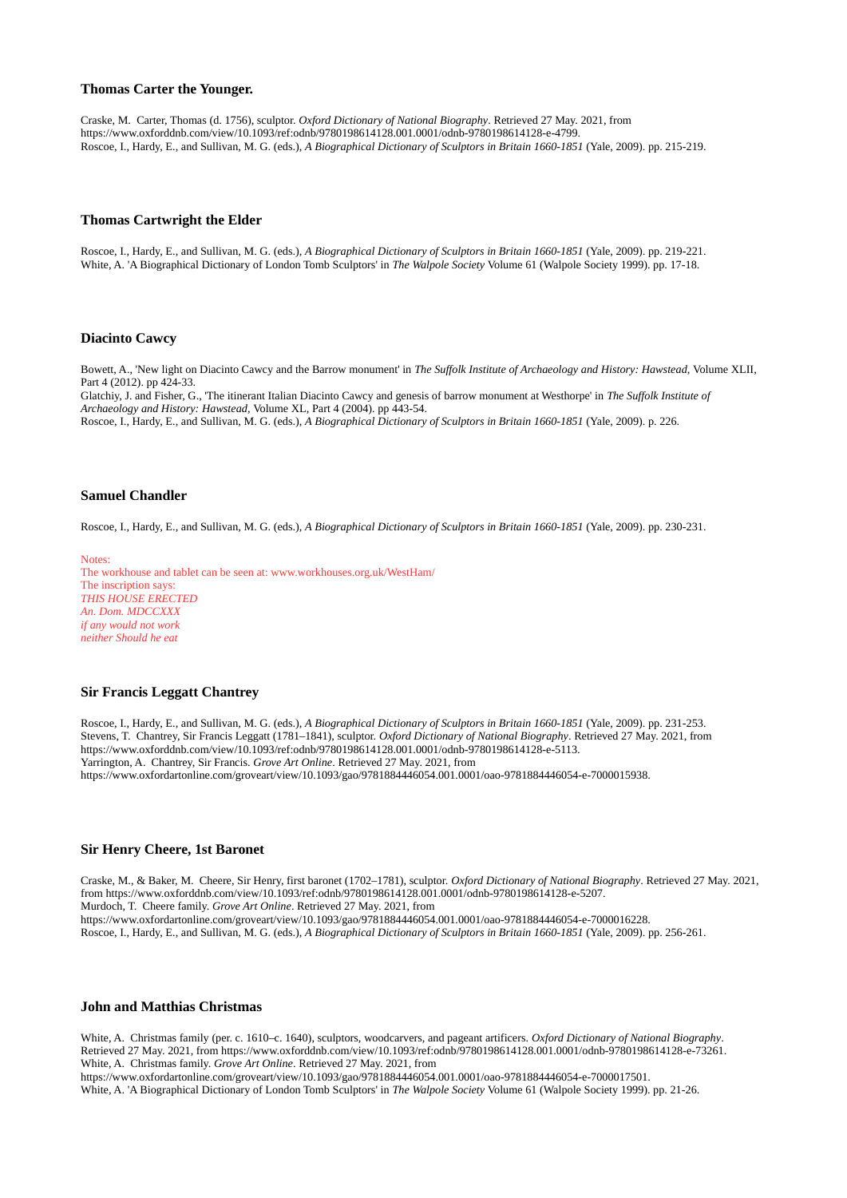### Thomas Carter the Younger.

Craske, M. Carter, Thomas (d. 1756), sculptor. *Oxford Dictionary of National Biography*. Retrieved 27 May. 2021, from https://www.oxforddnb.com/view/10.1093/ref:odnb/9780198614128.001.0001/odnb-9780198614128-e-4799.
Roscoe, I., Hardy, E., and Sullivan, M. G. (eds.), *A Biographical Dictionary of Sculptors in Britain 1660-1851* (Yale, 2009). pp. 215-219.

### Thomas Cartwright the Elder

Roscoe, I., Hardy, E., and Sullivan, M. G. (eds.), *A Biographical Dictionary of Sculptors in Britain 1660-1851* (Yale, 2009). pp. 219-221.
White, A. 'A Biographical Dictionary of London Tomb Sculptors' in *The Walpole Society* Volume 61 (Walpole Society 1999). pp. 17-18.

### Diacinto Cawcy

Bowett, A., 'New light on Diacinto Cawcy and the Barrow monument' in *The Suffolk Institute of Archaeology and History: Hawstead*, Volume XLII, Part 4 (2012). pp 424-33.
Glatchiy, J. and Fisher, G., 'The itinerant Italian Diacinto Cawcy and genesis of barrow monument at Westhorpe' in *The Suffolk Institute of Archaeology and History: Hawstead*, Volume XL, Part 4 (2004). pp 443-54.
Roscoe, I., Hardy, E., and Sullivan, M. G. (eds.), *A Biographical Dictionary of Sculptors in Britain 1660-1851* (Yale, 2009). p. 226.

### Samuel Chandler

Roscoe, I., Hardy, E., and Sullivan, M. G. (eds.), *A Biographical Dictionary of Sculptors in Britain 1660-1851* (Yale, 2009). pp. 230-231.

Notes:
The workhouse and tablet can be seen at: www.workhouses.org.uk/WestHam/
The inscription says:
*THIS HOUSE ERECTED*
*An. Dom. MDCCXXX*
*if any would not work*
*neither Should he eat*

### Sir Francis Leggatt Chantrey

Roscoe, I., Hardy, E., and Sullivan, M. G. (eds.), *A Biographical Dictionary of Sculptors in Britain 1660-1851* (Yale, 2009). pp. 231-253.
Stevens, T. Chantrey, Sir Francis Leggatt (1781–1841), sculptor. *Oxford Dictionary of National Biography*. Retrieved 27 May. 2021, from https://www.oxforddnb.com/view/10.1093/ref:odnb/9780198614128.001.0001/odnb-9780198614128-e-5113.
Yarrington, A. Chantrey, Sir Francis. *Grove Art Online*. Retrieved 27 May. 2021, from https://www.oxfordartonline.com/groveart/view/10.1093/gao/9781884446054.001.0001/oao-9781884446054-e-7000015938.

### Sir Henry Cheere, 1st Baronet

Craske, M., & Baker, M. Cheere, Sir Henry, first baronet (1702–1781), sculptor. *Oxford Dictionary of National Biography*. Retrieved 27 May. 2021, from https://www.oxforddnb.com/view/10.1093/ref:odnb/9780198614128.001.0001/odnb-9780198614128-e-5207.
Murdoch, T. Cheere family. *Grove Art Online*. Retrieved 27 May. 2021, from https://www.oxfordartonline.com/groveart/view/10.1093/gao/9781884446054.001.0001/oao-9781884446054-e-7000016228.
Roscoe, I., Hardy, E., and Sullivan, M. G. (eds.), *A Biographical Dictionary of Sculptors in Britain 1660-1851* (Yale, 2009). pp. 256-261.

### John and Matthias Christmas

White, A. Christmas family (per. c. 1610–c. 1640), sculptors, woodcarvers, and pageant artificers. *Oxford Dictionary of National Biography*. Retrieved 27 May. 2021, from https://www.oxforddnb.com/view/10.1093/ref:odnb/9780198614128.001.0001/odnb-9780198614128-e-73261.
White, A. Christmas family. *Grove Art Online*. Retrieved 27 May. 2021, from https://www.oxfordartonline.com/groveart/view/10.1093/gao/9781884446054.001.0001/oao-9781884446054-e-7000017501.
White, A. 'A Biographical Dictionary of London Tomb Sculptors' in *The Walpole Society* Volume 61 (Walpole Society 1999). pp. 21-26.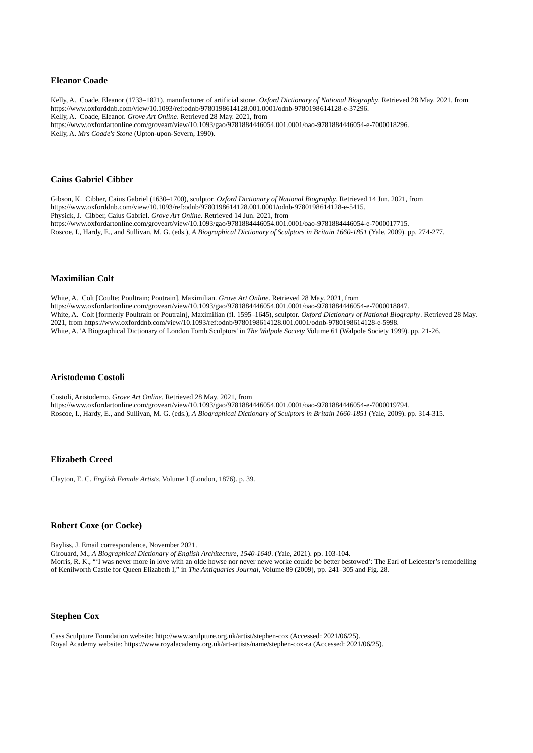### Eleanor Coade

Kelly, A.  Coade, Eleanor (1733–1821), manufacturer of artificial stone. *Oxford Dictionary of National Biography*. Retrieved 28 May. 2021, from https://www.oxforddnb.com/view/10.1093/ref:odnb/9780198614128.001.0001/odnb-9780198614128-e-37296.
Kelly, A.  Coade, Eleanor. *Grove Art Online*. Retrieved 28 May. 2021, from https://www.oxfordartonline.com/groveart/view/10.1093/gao/9781884446054.001.0001/oao-9781884446054-e-7000018296.
Kelly, A. *Mrs Coade's Stone* (Upton-upon-Severn, 1990).

### Caius Gabriel Cibber

Gibson, K.  Cibber, Caius Gabriel (1630–1700), sculptor. *Oxford Dictionary of National Biography*. Retrieved 14 Jun. 2021, from https://www.oxforddnb.com/view/10.1093/ref:odnb/9780198614128.001.0001/odnb-9780198614128-e-5415.
Physick, J.  Cibber, Caius Gabriel. *Grove Art Online*. Retrieved 14 Jun. 2021, from https://www.oxfordartonline.com/groveart/view/10.1093/gao/9781884446054.001.0001/oao-9781884446054-e-7000017715.
Roscoe, I., Hardy, E., and Sullivan, M. G. (eds.), *A Biographical Dictionary of Sculptors in Britain 1660-1851* (Yale, 2009). pp. 274-277.

### Maximilian Colt

White, A.  Colt [Coulte; Poultrain; Poutrain], Maximilian. *Grove Art Online*. Retrieved 28 May. 2021, from https://www.oxfordartonline.com/groveart/view/10.1093/gao/9781884446054.001.0001/oao-9781884446054-e-7000018847.
White, A.  Colt [formerly Poultrain or Poutrain], Maximilian (fl. 1595–1645), sculptor. *Oxford Dictionary of National Biography*. Retrieved 28 May. 2021, from https://www.oxforddnb.com/view/10.1093/ref:odnb/9780198614128.001.0001/odnb-9780198614128-e-5998.
White, A. 'A Biographical Dictionary of London Tomb Sculptors' in *The Walpole Society* Volume 61 (Walpole Society 1999). pp. 21-26.

### Aristodemo Costoli

Costoli, Aristodemo. *Grove Art Online*. Retrieved 28 May. 2021, from https://www.oxfordartonline.com/groveart/view/10.1093/gao/9781884446054.001.0001/oao-9781884446054-e-7000019794.
Roscoe, I., Hardy, E., and Sullivan, M. G. (eds.), *A Biographical Dictionary of Sculptors in Britain 1660-1851* (Yale, 2009). pp. 314-315.

### Elizabeth Creed

Clayton, E. C. *English Female Artists*, Volume I (London, 1876). p. 39.

### Robert Coxe (or Cocke)

Bayliss, J. Email correspondence, November 2021.
Girouard, M., *A Biographical Dictionary of English Architecture, 1540-1640*. (Yale, 2021). pp. 103-104.
Morris, R. K., "'I was never more in love with an olde howse nor never newe worke coulde be better bestowed': The Earl of Leicester's remodelling of Kenilworth Castle for Queen Elizabeth I," in *The Antiquaries Journal*, Volume 89 (2009), pp. 241–305 and Fig. 28.

### Stephen Cox

Cass Sculpture Foundation website: http://www.sculpture.org.uk/artist/stephen-cox (Accessed: 2021/06/25).
Royal Academy website: https://www.royalacademy.org.uk/art-artists/name/stephen-cox-ra (Accessed: 2021/06/25).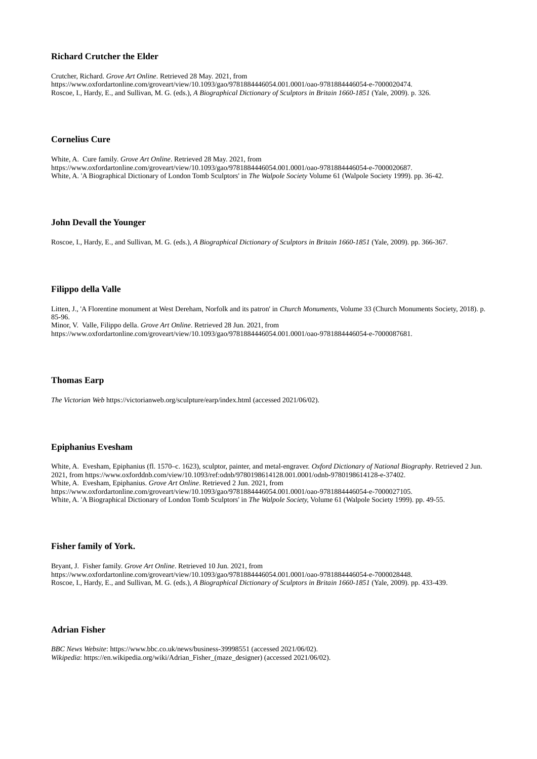### Richard Crutcher the Elder

Crutcher, Richard. *Grove Art Online*. Retrieved 28 May. 2021, from https://www.oxfordartonline.com/groveart/view/10.1093/gao/9781884446054.001.0001/oao-9781884446054-e-7000020474.
Roscoe, I., Hardy, E., and Sullivan, M. G. (eds.), *A Biographical Dictionary of Sculptors in Britain 1660-1851* (Yale, 2009). p. 326.

### Cornelius Cure

White, A. Cure family. *Grove Art Online*. Retrieved 28 May. 2021, from https://www.oxfordartonline.com/groveart/view/10.1093/gao/9781884446054.001.0001/oao-9781884446054-e-7000020687.
White, A. 'A Biographical Dictionary of London Tomb Sculptors' in *The Walpole Society* Volume 61 (Walpole Society 1999). pp. 36-42.

### John Devall the Younger

Roscoe, I., Hardy, E., and Sullivan, M. G. (eds.), *A Biographical Dictionary of Sculptors in Britain 1660-1851* (Yale, 2009). pp. 366-367.

### Filippo della Valle

Litten, J., 'A Florentine monument at West Dereham, Norfolk and its patron' in *Church Monuments*, Volume 33 (Church Monuments Society, 2018). p. 85-96.
Minor, V. Valle, Filippo della. *Grove Art Online*. Retrieved 28 Jun. 2021, from https://www.oxfordartonline.com/groveart/view/10.1093/gao/9781884446054.001.0001/oao-9781884446054-e-7000087681.

### Thomas Earp

*The Victorian Web* https://victorianweb.org/sculpture/earp/index.html (accessed 2021/06/02).

### Epiphanius Evesham

White, A. Evesham, Epiphanius (fl. 1570–c. 1623), sculptor, painter, and metal-engraver. *Oxford Dictionary of National Biography*. Retrieved 2 Jun. 2021, from https://www.oxforddnb.com/view/10.1093/ref:odnb/9780198614128.001.0001/odnb-9780198614128-e-37402.
White, A. Evesham, Epiphanius. *Grove Art Online*. Retrieved 2 Jun. 2021, from https://www.oxfordartonline.com/groveart/view/10.1093/gao/9781884446054.001.0001/oao-9781884446054-e-7000027105.
White, A. 'A Biographical Dictionary of London Tomb Sculptors' in *The Walpole Society*, Volume 61 (Walpole Society 1999). pp. 49-55.

### Fisher family of York.

Bryant, J. Fisher family. *Grove Art Online*. Retrieved 10 Jun. 2021, from https://www.oxfordartonline.com/groveart/view/10.1093/gao/9781884446054.001.0001/oao-9781884446054-e-7000028448.
Roscoe, I., Hardy, E., and Sullivan, M. G. (eds.), *A Biographical Dictionary of Sculptors in Britain 1660-1851* (Yale, 2009). pp. 433-439.

### Adrian Fisher

*BBC News Website*: https://www.bbc.co.uk/news/business-39998551 (accessed 2021/06/02).
*Wikipedia*: https://en.wikipedia.org/wiki/Adrian_Fisher_(maze_designer) (accessed 2021/06/02).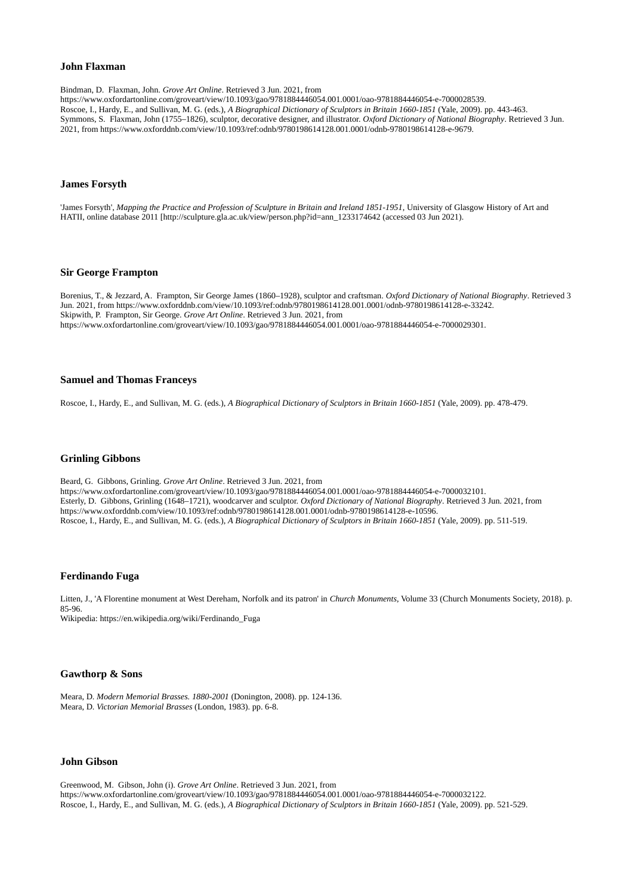### John Flaxman

Bindman, D. Flaxman, John. *Grove Art Online*. Retrieved 3 Jun. 2021, from https://www.oxfordartonline.com/groveart/view/10.1093/gao/9781884446054.001.0001/oao-9781884446054-e-7000028539.
Roscoe, I., Hardy, E., and Sullivan, M. G. (eds.), *A Biographical Dictionary of Sculptors in Britain 1660-1851* (Yale, 2009). pp. 443-463.
Symmons, S. Flaxman, John (1755–1826), sculptor, decorative designer, and illustrator. *Oxford Dictionary of National Biography*. Retrieved 3 Jun. 2021, from https://www.oxforddnb.com/view/10.1093/ref:odnb/9780198614128.001.0001/odnb-9780198614128-e-9679.

### James Forsyth

'James Forsyth', *Mapping the Practice and Profession of Sculpture in Britain and Ireland 1851-1951*, University of Glasgow History of Art and HATII, online database 2011 [http://sculpture.gla.ac.uk/view/person.php?id=ann_1233174642 (accessed 03 Jun 2021).

### Sir George Frampton

Borenius, T., & Jezzard, A. Frampton, Sir George James (1860–1928), sculptor and craftsman. *Oxford Dictionary of National Biography*. Retrieved 3 Jun. 2021, from https://www.oxforddnb.com/view/10.1093/ref:odnb/9780198614128.001.0001/odnb-9780198614128-e-33242.
Skipwith, P. Frampton, Sir George. *Grove Art Online*. Retrieved 3 Jun. 2021, from https://www.oxfordartonline.com/groveart/view/10.1093/gao/9781884446054.001.0001/oao-9781884446054-e-7000029301.

### Samuel and Thomas Franceys

Roscoe, I., Hardy, E., and Sullivan, M. G. (eds.), *A Biographical Dictionary of Sculptors in Britain 1660-1851* (Yale, 2009). pp. 478-479.

### Grinling Gibbons

Beard, G. Gibbons, Grinling. *Grove Art Online*. Retrieved 3 Jun. 2021, from https://www.oxfordartonline.com/groveart/view/10.1093/gao/9781884446054.001.0001/oao-9781884446054-e-7000032101.
Esterly, D. Gibbons, Grinling (1648–1721), woodcarver and sculptor. *Oxford Dictionary of National Biography*. Retrieved 3 Jun. 2021, from https://www.oxforddnb.com/view/10.1093/ref:odnb/9780198614128.001.0001/odnb-9780198614128-e-10596.
Roscoe, I., Hardy, E., and Sullivan, M. G. (eds.), *A Biographical Dictionary of Sculptors in Britain 1660-1851* (Yale, 2009). pp. 511-519.

### Ferdinando Fuga

Litten, J., 'A Florentine monument at West Dereham, Norfolk and its patron' in *Church Monuments*, Volume 33 (Church Monuments Society, 2018). p. 85-96.
Wikipedia: https://en.wikipedia.org/wiki/Ferdinando_Fuga

### Gawthorp & Sons

Meara, D. *Modern Memorial Brasses. 1880-2001* (Donington, 2008). pp. 124-136.
Meara, D. *Victorian Memorial Brasses* (London, 1983). pp. 6-8.

### John Gibson

Greenwood, M. Gibson, John (i). *Grove Art Online*. Retrieved 3 Jun. 2021, from https://www.oxfordartonline.com/groveart/view/10.1093/gao/9781884446054.001.0001/oao-9781884446054-e-7000032122.
Roscoe, I., Hardy, E., and Sullivan, M. G. (eds.), *A Biographical Dictionary of Sculptors in Britain 1660-1851* (Yale, 2009). pp. 521-529.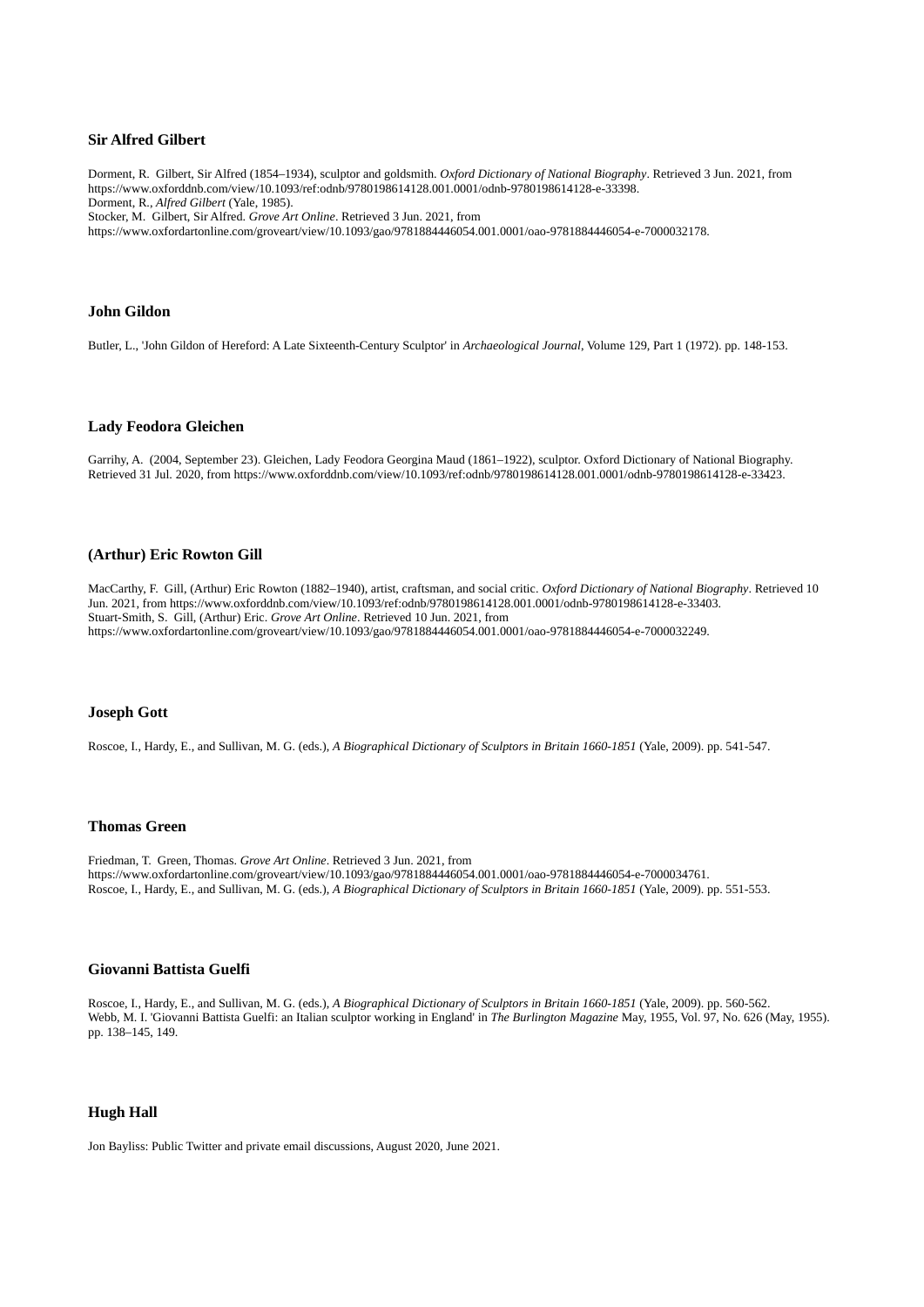### Sir Alfred Gilbert

Dorment, R. Gilbert, Sir Alfred (1854–1934), sculptor and goldsmith. *Oxford Dictionary of National Biography*. Retrieved 3 Jun. 2021, from https://www.oxforddnb.com/view/10.1093/ref:odnb/9780198614128.001.0001/odnb-9780198614128-e-33398.
Dorment, R., *Alfred Gilbert* (Yale, 1985).
Stocker, M. Gilbert, Sir Alfred. *Grove Art Online*. Retrieved 3 Jun. 2021, from https://www.oxfordartonline.com/groveart/view/10.1093/gao/9781884446054.001.0001/oao-9781884446054-e-7000032178.

### John Gildon

Butler, L., 'John Gildon of Hereford: A Late Sixteenth-Century Sculptor' in *Archaeological Journal*, Volume 129, Part 1 (1972). pp. 148-153.

### Lady Feodora Gleichen

Garrihy, A. (2004, September 23). Gleichen, Lady Feodora Georgina Maud (1861–1922), sculptor. Oxford Dictionary of National Biography. Retrieved 31 Jul. 2020, from https://www.oxforddnb.com/view/10.1093/ref:odnb/9780198614128.001.0001/odnb-9780198614128-e-33423.

### (Arthur) Eric Rowton Gill

MacCarthy, F. Gill, (Arthur) Eric Rowton (1882–1940), artist, craftsman, and social critic. *Oxford Dictionary of National Biography*. Retrieved 10 Jun. 2021, from https://www.oxforddnb.com/view/10.1093/ref:odnb/9780198614128.001.0001/odnb-9780198614128-e-33403.
Stuart-Smith, S. Gill, (Arthur) Eric. *Grove Art Online*. Retrieved 10 Jun. 2021, from https://www.oxfordartonline.com/groveart/view/10.1093/gao/9781884446054.001.0001/oao-9781884446054-e-7000032249.

### Joseph Gott

Roscoe, I., Hardy, E., and Sullivan, M. G. (eds.), *A Biographical Dictionary of Sculptors in Britain 1660-1851* (Yale, 2009). pp. 541-547.

### Thomas Green

Friedman, T. Green, Thomas. *Grove Art Online*. Retrieved 3 Jun. 2021, from https://www.oxfordartonline.com/groveart/view/10.1093/gao/9781884446054.001.0001/oao-9781884446054-e-7000034761.
Roscoe, I., Hardy, E., and Sullivan, M. G. (eds.), *A Biographical Dictionary of Sculptors in Britain 1660-1851* (Yale, 2009). pp. 551-553.

### Giovanni Battista Guelfi

Roscoe, I., Hardy, E., and Sullivan, M. G. (eds.), *A Biographical Dictionary of Sculptors in Britain 1660-1851* (Yale, 2009). pp. 560-562.
Webb, M. I. 'Giovanni Battista Guelfi: an Italian sculptor working in England' in *The Burlington Magazine* May, 1955, Vol. 97, No. 626 (May, 1955). pp. 138–145, 149.

### Hugh Hall

Jon Bayliss: Public Twitter and private email discussions, August 2020, June 2021.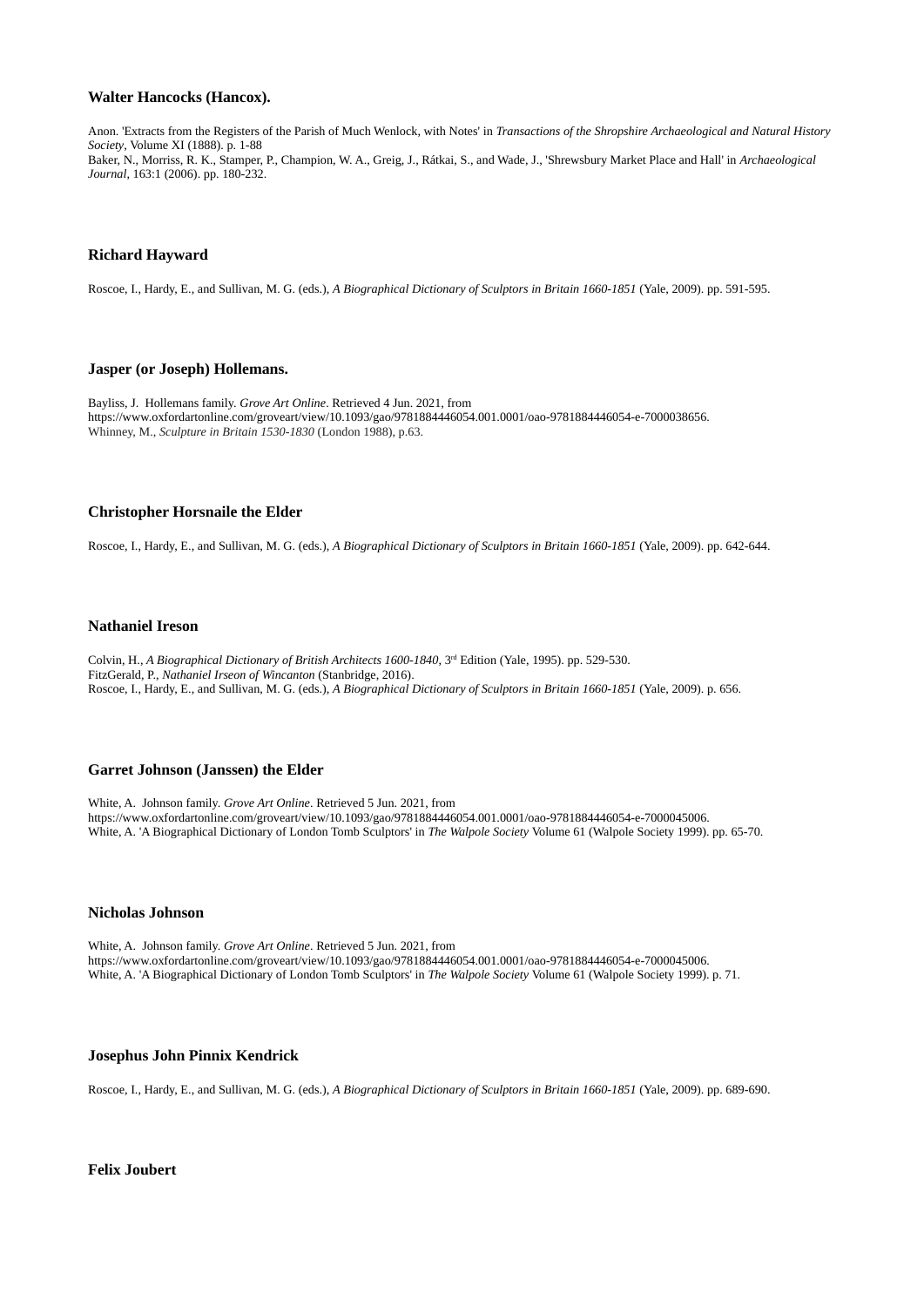### Walter Hancocks (Hancox).

Anon. 'Extracts from the Registers of the Parish of Much Wenlock, with Notes' in *Transactions of the Shropshire Archaeological and Natural History Society*, Volume XI (1888). p. 1-88
Baker, N., Morriss, R. K., Stamper, P., Champion, W. A., Greig, J., Rátkai, S., and Wade, J., 'Shrewsbury Market Place and Hall' in *Archaeological Journal*, 163:1 (2006). pp. 180-232.

### Richard Hayward

Roscoe, I., Hardy, E., and Sullivan, M. G. (eds.), *A Biographical Dictionary of Sculptors in Britain 1660-1851* (Yale, 2009). pp. 591-595.

### Jasper (or Joseph) Hollemans.

Bayliss, J. Hollemans family. *Grove Art Online*. Retrieved 4 Jun. 2021, from https://www.oxfordartonline.com/groveart/view/10.1093/gao/9781884446054.001.0001/oao-9781884446054-e-7000038656.
Whinney, M., *Sculpture in Britain 1530-1830* (London 1988), p.63.

### Christopher Horsnaile the Elder

Roscoe, I., Hardy, E., and Sullivan, M. G. (eds.), *A Biographical Dictionary of Sculptors in Britain 1660-1851* (Yale, 2009). pp. 642-644.

### Nathaniel Ireson

Colvin, H., *A Biographical Dictionary of British Architects 1600-1840*, 3rd Edition (Yale, 1995). pp. 529-530.
FitzGerald, P., *Nathaniel Irseon of Wincanton* (Stanbridge, 2016).
Roscoe, I., Hardy, E., and Sullivan, M. G. (eds.), *A Biographical Dictionary of Sculptors in Britain 1660-1851* (Yale, 2009). p. 656.

### Garret Johnson (Janssen) the Elder

White, A. Johnson family. *Grove Art Online*. Retrieved 5 Jun. 2021, from https://www.oxfordartonline.com/groveart/view/10.1093/gao/9781884446054.001.0001/oao-9781884446054-e-7000045006.
White, A. 'A Biographical Dictionary of London Tomb Sculptors' in *The Walpole Society* Volume 61 (Walpole Society 1999). pp. 65-70.

### Nicholas Johnson

White, A. Johnson family. *Grove Art Online*. Retrieved 5 Jun. 2021, from https://www.oxfordartonline.com/groveart/view/10.1093/gao/9781884446054.001.0001/oao-9781884446054-e-7000045006.
White, A. 'A Biographical Dictionary of London Tomb Sculptors' in *The Walpole Society* Volume 61 (Walpole Society 1999). p. 71.

### Josephus John Pinnix Kendrick

Roscoe, I., Hardy, E., and Sullivan, M. G. (eds.), *A Biographical Dictionary of Sculptors in Britain 1660-1851* (Yale, 2009). pp. 689-690.

### Felix Joubert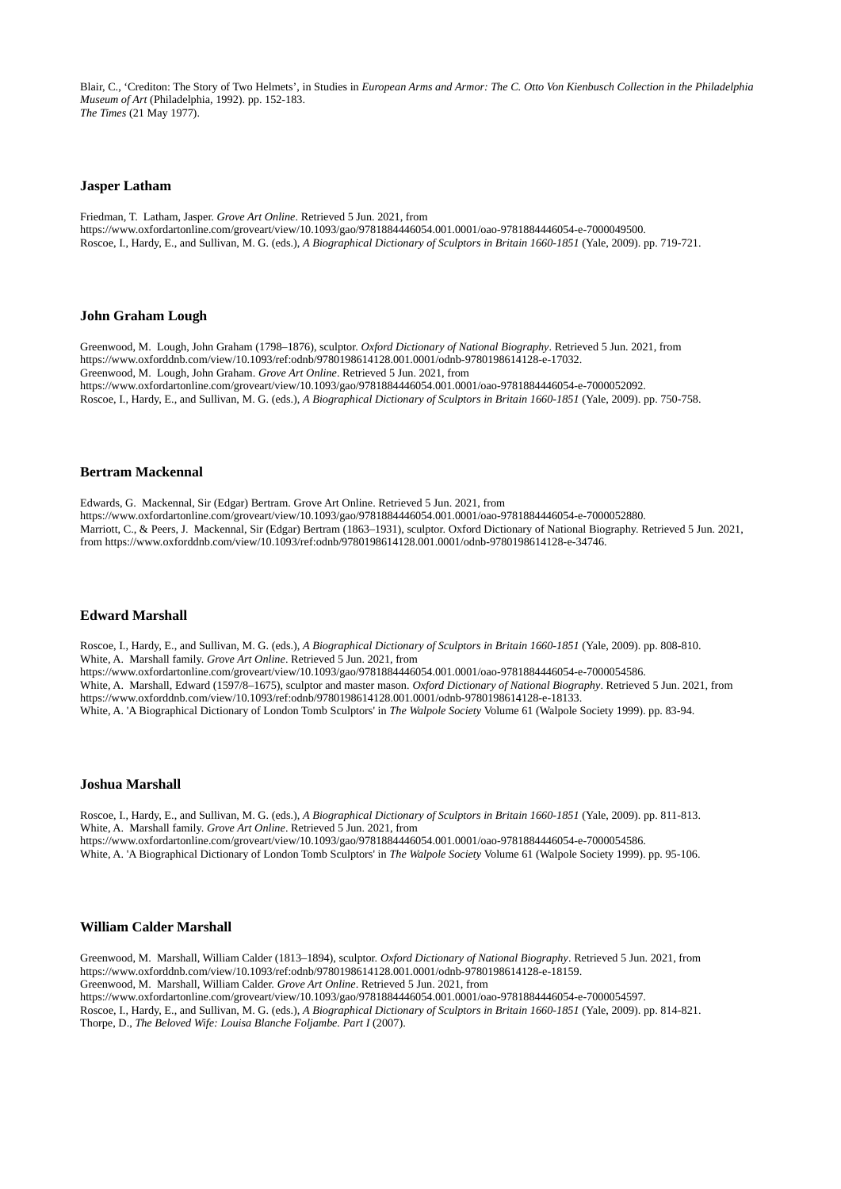Blair, C., 'Crediton: The Story of Two Helmets', in Studies in *European Arms and Armor: The C. Otto Von Kienbusch Collection in the Philadelphia Museum of Art* (Philadelphia, 1992). pp. 152-183.
*The Times* (21 May 1977).

### Jasper Latham

Friedman, T. Latham, Jasper. *Grove Art Online*. Retrieved 5 Jun. 2021, from https://www.oxfordartonline.com/groveart/view/10.1093/gao/9781884446054.001.0001/oao-9781884446054-e-7000049500.
Roscoe, I., Hardy, E., and Sullivan, M. G. (eds.), *A Biographical Dictionary of Sculptors in Britain 1660-1851* (Yale, 2009). pp. 719-721.

### John Graham Lough

Greenwood, M. Lough, John Graham (1798–1876), sculptor. *Oxford Dictionary of National Biography*. Retrieved 5 Jun. 2021, from https://www.oxforddnb.com/view/10.1093/ref:odnb/9780198614128.001.0001/odnb-9780198614128-e-17032.
Greenwood, M. Lough, John Graham. *Grove Art Online*. Retrieved 5 Jun. 2021, from https://www.oxfordartonline.com/groveart/view/10.1093/gao/9781884446054.001.0001/oao-9781884446054-e-7000052092.
Roscoe, I., Hardy, E., and Sullivan, M. G. (eds.), *A Biographical Dictionary of Sculptors in Britain 1660-1851* (Yale, 2009). pp. 750-758.

### Bertram Mackennal

Edwards, G. Mackennal, Sir (Edgar) Bertram. Grove Art Online. Retrieved 5 Jun. 2021, from https://www.oxfordartonline.com/groveart/view/10.1093/gao/9781884446054.001.0001/oao-9781884446054-e-7000052880.
Marriott, C., & Peers, J. Mackennal, Sir (Edgar) Bertram (1863–1931), sculptor. Oxford Dictionary of National Biography. Retrieved 5 Jun. 2021, from https://www.oxforddnb.com/view/10.1093/ref:odnb/9780198614128.001.0001/odnb-9780198614128-e-34746.

### Edward Marshall

Roscoe, I., Hardy, E., and Sullivan, M. G. (eds.), *A Biographical Dictionary of Sculptors in Britain 1660-1851* (Yale, 2009). pp. 808-810.
White, A. Marshall family. *Grove Art Online*. Retrieved 5 Jun. 2021, from https://www.oxfordartonline.com/groveart/view/10.1093/gao/9781884446054.001.0001/oao-9781884446054-e-7000054586.
White, A. Marshall, Edward (1597/8–1675), sculptor and master mason. *Oxford Dictionary of National Biography*. Retrieved 5 Jun. 2021, from https://www.oxforddnb.com/view/10.1093/ref:odnb/9780198614128.001.0001/odnb-9780198614128-e-18133.
White, A. 'A Biographical Dictionary of London Tomb Sculptors' in *The Walpole Society* Volume 61 (Walpole Society 1999). pp. 83-94.

### Joshua Marshall

Roscoe, I., Hardy, E., and Sullivan, M. G. (eds.), *A Biographical Dictionary of Sculptors in Britain 1660-1851* (Yale, 2009). pp. 811-813.
White, A. Marshall family. *Grove Art Online*. Retrieved 5 Jun. 2021, from https://www.oxfordartonline.com/groveart/view/10.1093/gao/9781884446054.001.0001/oao-9781884446054-e-7000054586.
White, A. 'A Biographical Dictionary of London Tomb Sculptors' in *The Walpole Society* Volume 61 (Walpole Society 1999). pp. 95-106.

### William Calder Marshall

Greenwood, M. Marshall, William Calder (1813–1894), sculptor. *Oxford Dictionary of National Biography*. Retrieved 5 Jun. 2021, from https://www.oxforddnb.com/view/10.1093/ref:odnb/9780198614128.001.0001/odnb-9780198614128-e-18159.
Greenwood, M. Marshall, William Calder. *Grove Art Online*. Retrieved 5 Jun. 2021, from https://www.oxfordartonline.com/groveart/view/10.1093/gao/9781884446054.001.0001/oao-9781884446054-e-7000054597.
Roscoe, I., Hardy, E., and Sullivan, M. G. (eds.), *A Biographical Dictionary of Sculptors in Britain 1660-1851* (Yale, 2009). pp. 814-821.
Thorpe, D., *The Beloved Wife: Louisa Blanche Foljambe. Part I* (2007).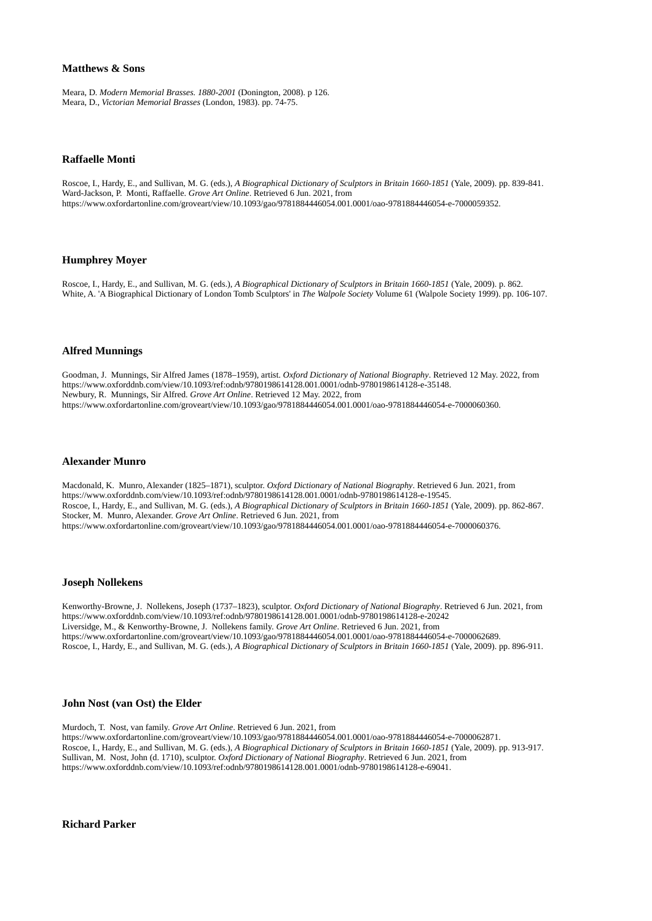### Matthews & Sons

Meara, D. *Modern Memorial Brasses. 1880-2001* (Donington, 2008). p 126.
Meara, D., *Victorian Memorial Brasses* (London, 1983). pp. 74-75.

### Raffaelle Monti

Roscoe, I., Hardy, E., and Sullivan, M. G. (eds.), *A Biographical Dictionary of Sculptors in Britain 1660-1851* (Yale, 2009). pp. 839-841.
Ward-Jackson, P. Monti, Raffaelle. *Grove Art Online*. Retrieved 6 Jun. 2021, from https://www.oxfordartonline.com/groveart/view/10.1093/gao/9781884446054.001.0001/oao-9781884446054-e-7000059352.

### Humphrey Moyer

Roscoe, I., Hardy, E., and Sullivan, M. G. (eds.), *A Biographical Dictionary of Sculptors in Britain 1660-1851* (Yale, 2009). p. 862.
White, A. 'A Biographical Dictionary of London Tomb Sculptors' in *The Walpole Society* Volume 61 (Walpole Society 1999). pp. 106-107.

### Alfred Munnings

Goodman, J. Munnings, Sir Alfred James (1878–1959), artist. *Oxford Dictionary of National Biography*. Retrieved 12 May. 2022, from https://www.oxforddnb.com/view/10.1093/ref:odnb/9780198614128.001.0001/odnb-9780198614128-e-35148.
Newbury, R. Munnings, Sir Alfred. *Grove Art Online*. Retrieved 12 May. 2022, from https://www.oxfordartonline.com/groveart/view/10.1093/gao/9781884446054.001.0001/oao-9781884446054-e-7000060360.

### Alexander Munro

Macdonald, K. Munro, Alexander (1825–1871), sculptor. *Oxford Dictionary of National Biography*. Retrieved 6 Jun. 2021, from https://www.oxforddnb.com/view/10.1093/ref:odnb/9780198614128.001.0001/odnb-9780198614128-e-19545.
Roscoe, I., Hardy, E., and Sullivan, M. G. (eds.), *A Biographical Dictionary of Sculptors in Britain 1660-1851* (Yale, 2009). pp. 862-867.
Stocker, M. Munro, Alexander. *Grove Art Online*. Retrieved 6 Jun. 2021, from https://www.oxfordartonline.com/groveart/view/10.1093/gao/9781884446054.001.0001/oao-9781884446054-e-7000060376.

### Joseph Nollekens

Kenworthy-Browne, J. Nollekens, Joseph (1737–1823), sculptor. *Oxford Dictionary of National Biography*. Retrieved 6 Jun. 2021, from https://www.oxforddnb.com/view/10.1093/ref:odnb/9780198614128.001.0001/odnb-9780198614128-e-20242
Liversidge, M., & Kenworthy-Browne, J. Nollekens family. *Grove Art Online*. Retrieved 6 Jun. 2021, from https://www.oxfordartonline.com/groveart/view/10.1093/gao/9781884446054.001.0001/oao-9781884446054-e-7000062689.
Roscoe, I., Hardy, E., and Sullivan, M. G. (eds.), *A Biographical Dictionary of Sculptors in Britain 1660-1851* (Yale, 2009). pp. 896-911.

### John Nost (van Ost) the Elder

Murdoch, T. Nost, van family. *Grove Art Online*. Retrieved 6 Jun. 2021, from https://www.oxfordartonline.com/groveart/view/10.1093/gao/9781884446054.001.0001/oao-9781884446054-e-7000062871.
Roscoe, I., Hardy, E., and Sullivan, M. G. (eds.), *A Biographical Dictionary of Sculptors in Britain 1660-1851* (Yale, 2009). pp. 913-917.
Sullivan, M. Nost, John (d. 1710), sculptor. *Oxford Dictionary of National Biography*. Retrieved 6 Jun. 2021, from https://www.oxforddnb.com/view/10.1093/ref:odnb/9780198614128.001.0001/odnb-9780198614128-e-69041.

### Richard Parker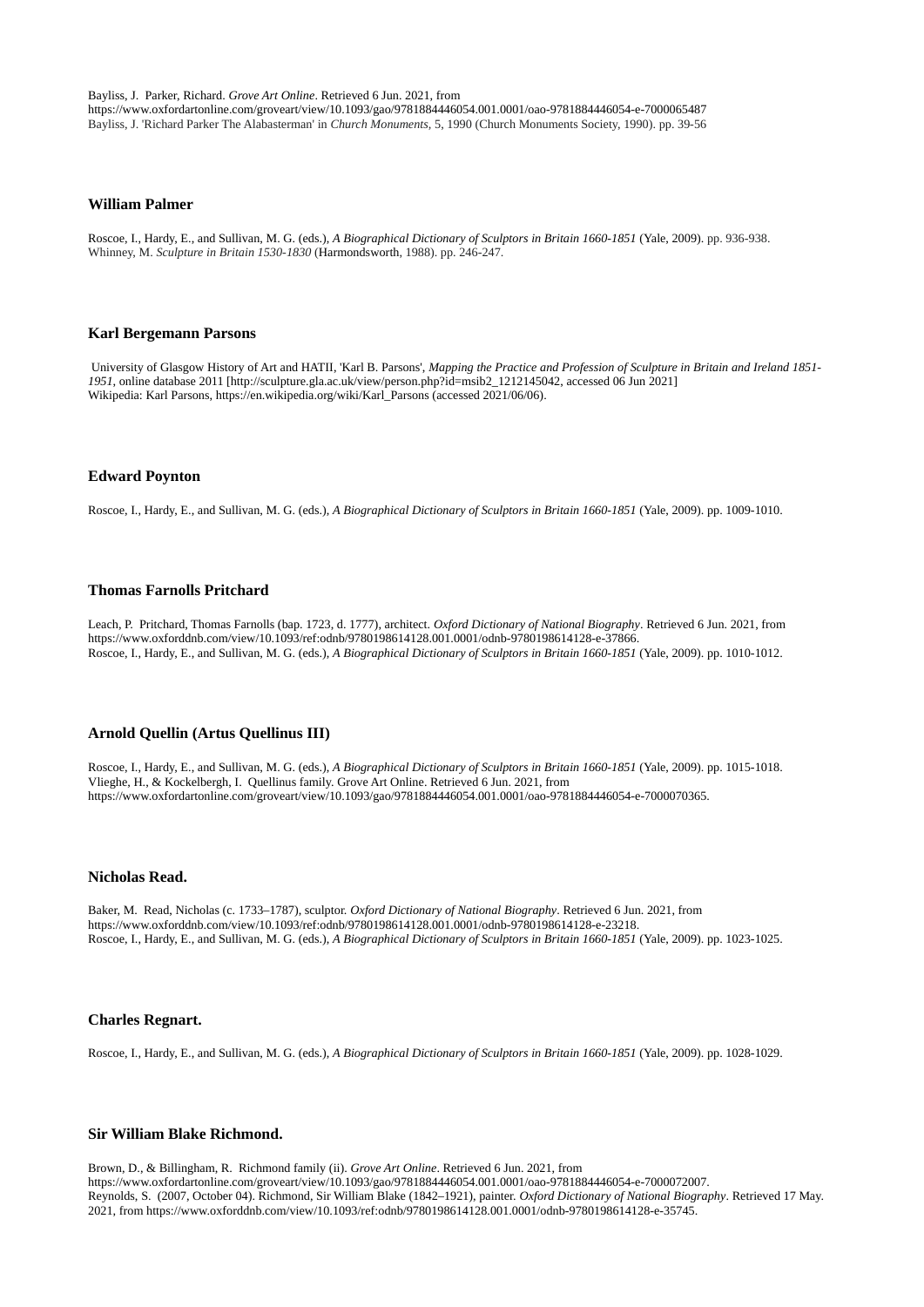Bayliss, J. Parker, Richard. *Grove Art Online*. Retrieved 6 Jun. 2021, from https://www.oxfordartonline.com/groveart/view/10.1093/gao/9781884446054.001.0001/oao-9781884446054-e-7000065487
Bayliss, J. 'Richard Parker The Alabasterman' in *Church Monuments*, 5, 1990 (Church Monuments Society, 1990). pp. 39-56

### William Palmer

Roscoe, I., Hardy, E., and Sullivan, M. G. (eds.), *A Biographical Dictionary of Sculptors in Britain 1660-1851* (Yale, 2009). pp. 936-938.
Whinney, M. *Sculpture in Britain 1530-1830* (Harmondsworth, 1988). pp. 246-247.

### Karl Bergemann Parsons

University of Glasgow History of Art and HATII, 'Karl B. Parsons', *Mapping the Practice and Profession of Sculpture in Britain and Ireland 1851-1951*, online database 2011 [http://sculpture.gla.ac.uk/view/person.php?id=msib2_1212145042, accessed 06 Jun 2021]
Wikipedia: Karl Parsons, https://en.wikipedia.org/wiki/Karl_Parsons (accessed 2021/06/06).

### Edward Poynton

Roscoe, I., Hardy, E., and Sullivan, M. G. (eds.), *A Biographical Dictionary of Sculptors in Britain 1660-1851* (Yale, 2009). pp. 1009-1010.

### Thomas Farnolls Pritchard

Leach, P. Pritchard, Thomas Farnolls (bap. 1723, d. 1777), architect. *Oxford Dictionary of National Biography*. Retrieved 6 Jun. 2021, from https://www.oxforddnb.com/view/10.1093/ref:odnb/9780198614128.001.0001/odnb-9780198614128-e-37866.
Roscoe, I., Hardy, E., and Sullivan, M. G. (eds.), *A Biographical Dictionary of Sculptors in Britain 1660-1851* (Yale, 2009). pp. 1010-1012.

### Arnold Quellin (Artus Quellinus III)

Roscoe, I., Hardy, E., and Sullivan, M. G. (eds.), *A Biographical Dictionary of Sculptors in Britain 1660-1851* (Yale, 2009). pp. 1015-1018.
Vlieghe, H., & Kockelbergh, I. Quellinus family. Grove Art Online. Retrieved 6 Jun. 2021, from https://www.oxfordartonline.com/groveart/view/10.1093/gao/9781884446054.001.0001/oao-9781884446054-e-7000070365.

### Nicholas Read.

Baker, M. Read, Nicholas (c. 1733–1787), sculptor. *Oxford Dictionary of National Biography*. Retrieved 6 Jun. 2021, from https://www.oxforddnb.com/view/10.1093/ref:odnb/9780198614128.001.0001/odnb-9780198614128-e-23218.
Roscoe, I., Hardy, E., and Sullivan, M. G. (eds.), *A Biographical Dictionary of Sculptors in Britain 1660-1851* (Yale, 2009). pp. 1023-1025.

### Charles Regnart.

Roscoe, I., Hardy, E., and Sullivan, M. G. (eds.), *A Biographical Dictionary of Sculptors in Britain 1660-1851* (Yale, 2009). pp. 1028-1029.

### Sir William Blake Richmond.

Brown, D., & Billingham, R. Richmond family (ii). *Grove Art Online*. Retrieved 6 Jun. 2021, from https://www.oxfordartonline.com/groveart/view/10.1093/gao/9781884446054.001.0001/oao-9781884446054-e-7000072007.
Reynolds, S. (2007, October 04). Richmond, Sir William Blake (1842–1921), painter. *Oxford Dictionary of National Biography*. Retrieved 17 May. 2021, from https://www.oxforddnb.com/view/10.1093/ref:odnb/9780198614128.001.0001/odnb-9780198614128-e-35745.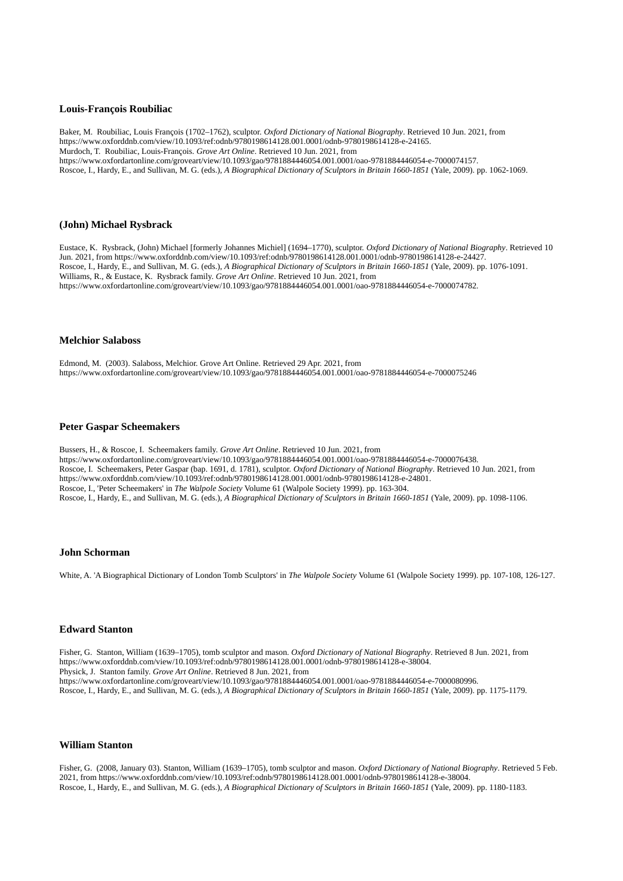### Louis-François Roubiliac

Baker, M. Roubiliac, Louis François (1702–1762), sculptor. *Oxford Dictionary of National Biography*. Retrieved 10 Jun. 2021, from https://www.oxforddnb.com/view/10.1093/ref:odnb/9780198614128.001.0001/odnb-9780198614128-e-24165.
Murdoch, T. Roubiliac, Louis-François. *Grove Art Online*. Retrieved 10 Jun. 2021, from https://www.oxfordartonline.com/groveart/view/10.1093/gao/9781884446054.001.0001/oao-9781884446054-e-7000074157.
Roscoe, I., Hardy, E., and Sullivan, M. G. (eds.), *A Biographical Dictionary of Sculptors in Britain 1660-1851* (Yale, 2009). pp. 1062-1069.

### (John) Michael Rysbrack

Eustace, K. Rysbrack, (John) Michael [formerly Johannes Michiel] (1694–1770), sculptor. *Oxford Dictionary of National Biography*. Retrieved 10 Jun. 2021, from https://www.oxforddnb.com/view/10.1093/ref:odnb/9780198614128.001.0001/odnb-9780198614128-e-24427.
Roscoe, I., Hardy, E., and Sullivan, M. G. (eds.), *A Biographical Dictionary of Sculptors in Britain 1660-1851* (Yale, 2009). pp. 1076-1091.
Williams, R., & Eustace, K. Rysbrack family. *Grove Art Online*. Retrieved 10 Jun. 2021, from https://www.oxfordartonline.com/groveart/view/10.1093/gao/9781884446054.001.0001/oao-9781884446054-e-7000074782.

### Melchior Salaboss

Edmond, M. (2003). Salaboss, Melchior. Grove Art Online. Retrieved 29 Apr. 2021, from https://www.oxfordartonline.com/groveart/view/10.1093/gao/9781884446054.001.0001/oao-9781884446054-e-7000075246

### Peter Gaspar Scheemakers

Bussers, H., & Roscoe, I. Scheemakers family. *Grove Art Online*. Retrieved 10 Jun. 2021, from https://www.oxfordartonline.com/groveart/view/10.1093/gao/9781884446054.001.0001/oao-9781884446054-e-7000076438.
Roscoe, I. Scheemakers, Peter Gaspar (bap. 1691, d. 1781), sculptor. *Oxford Dictionary of National Biography*. Retrieved 10 Jun. 2021, from https://www.oxforddnb.com/view/10.1093/ref:odnb/9780198614128.001.0001/odnb-9780198614128-e-24801.
Roscoe, I., 'Peter Scheemakers' in *The Walpole Society* Volume 61 (Walpole Society 1999). pp. 163-304.
Roscoe, I., Hardy, E., and Sullivan, M. G. (eds.), *A Biographical Dictionary of Sculptors in Britain 1660-1851* (Yale, 2009). pp. 1098-1106.

### John Schorman

White, A. 'A Biographical Dictionary of London Tomb Sculptors' in *The Walpole Society* Volume 61 (Walpole Society 1999). pp. 107-108, 126-127.

### Edward Stanton

Fisher, G. Stanton, William (1639–1705), tomb sculptor and mason. *Oxford Dictionary of National Biography*. Retrieved 8 Jun. 2021, from https://www.oxforddnb.com/view/10.1093/ref:odnb/9780198614128.001.0001/odnb-9780198614128-e-38004.
Physick, J. Stanton family. *Grove Art Online*. Retrieved 8 Jun. 2021, from https://www.oxfordartonline.com/groveart/view/10.1093/gao/9781884446054.001.0001/oao-9781884446054-e-7000080996.
Roscoe, I., Hardy, E., and Sullivan, M. G. (eds.), *A Biographical Dictionary of Sculptors in Britain 1660-1851* (Yale, 2009). pp. 1175-1179.

### William Stanton

Fisher, G. (2008, January 03). Stanton, William (1639–1705), tomb sculptor and mason. *Oxford Dictionary of National Biography*. Retrieved 5 Feb. 2021, from https://www.oxforddnb.com/view/10.1093/ref:odnb/9780198614128.001.0001/odnb-9780198614128-e-38004.
Roscoe, I., Hardy, E., and Sullivan, M. G. (eds.), *A Biographical Dictionary of Sculptors in Britain 1660-1851* (Yale, 2009). pp. 1180-1183.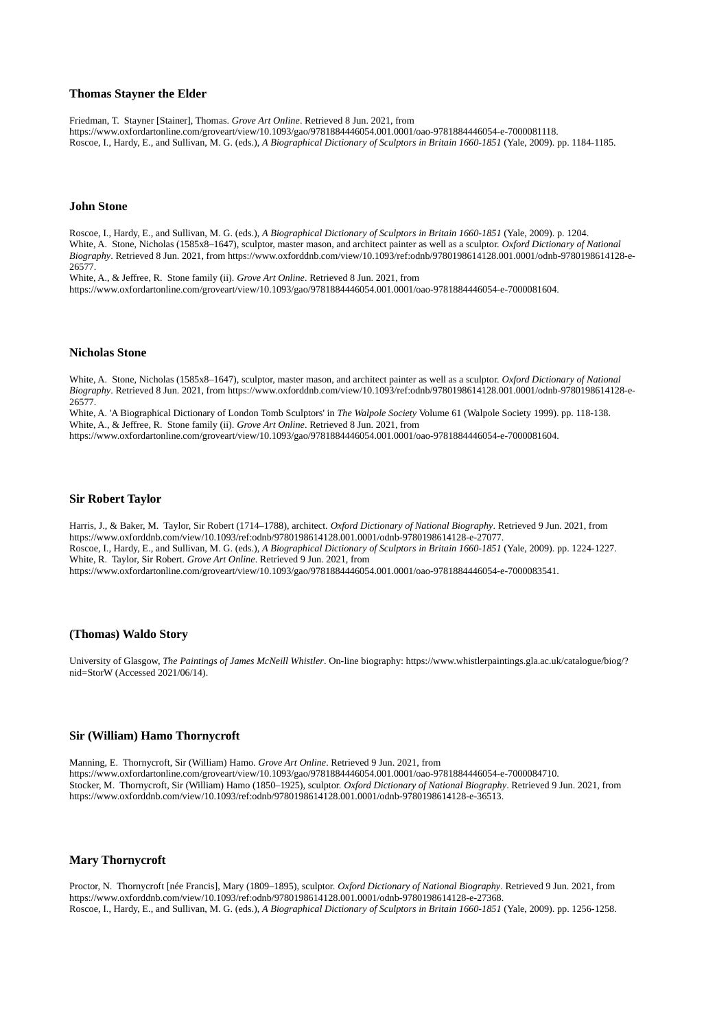### Thomas Stayner the Elder

Friedman, T. Stayner [Stainer], Thomas. *Grove Art Online*. Retrieved 8 Jun. 2021, from https://www.oxfordartonline.com/groveart/view/10.1093/gao/9781884446054.001.0001/oao-9781884446054-e-7000081118.
Roscoe, I., Hardy, E., and Sullivan, M. G. (eds.), *A Biographical Dictionary of Sculptors in Britain 1660-1851* (Yale, 2009). pp. 1184-1185.

### John Stone

Roscoe, I., Hardy, E., and Sullivan, M. G. (eds.), *A Biographical Dictionary of Sculptors in Britain 1660-1851* (Yale, 2009). p. 1204.
White, A. Stone, Nicholas (1585x8–1647), sculptor, master mason, and architect painter as well as a sculptor. *Oxford Dictionary of National Biography*. Retrieved 8 Jun. 2021, from https://www.oxforddnb.com/view/10.1093/ref:odnb/9780198614128.001.0001/odnb-9780198614128-e-26577.
White, A., & Jeffree, R. Stone family (ii). *Grove Art Online*. Retrieved 8 Jun. 2021, from https://www.oxfordartonline.com/groveart/view/10.1093/gao/9781884446054.001.0001/oao-9781884446054-e-7000081604.

### Nicholas Stone

White, A. Stone, Nicholas (1585x8–1647), sculptor, master mason, and architect painter as well as a sculptor. *Oxford Dictionary of National Biography*. Retrieved 8 Jun. 2021, from https://www.oxforddnb.com/view/10.1093/ref:odnb/9780198614128.001.0001/odnb-9780198614128-e-26577.
White, A. 'A Biographical Dictionary of London Tomb Sculptors' in *The Walpole Society* Volume 61 (Walpole Society 1999). pp. 118-138.
White, A., & Jeffree, R. Stone family (ii). *Grove Art Online*. Retrieved 8 Jun. 2021, from https://www.oxfordartonline.com/groveart/view/10.1093/gao/9781884446054.001.0001/oao-9781884446054-e-7000081604.

### Sir Robert Taylor

Harris, J., & Baker, M. Taylor, Sir Robert (1714–1788), architect. *Oxford Dictionary of National Biography*. Retrieved 9 Jun. 2021, from https://www.oxforddnb.com/view/10.1093/ref:odnb/9780198614128.001.0001/odnb-9780198614128-e-27077.
Roscoe, I., Hardy, E., and Sullivan, M. G. (eds.), *A Biographical Dictionary of Sculptors in Britain 1660-1851* (Yale, 2009). pp. 1224-1227.
White, R. Taylor, Sir Robert. *Grove Art Online*. Retrieved 9 Jun. 2021, from https://www.oxfordartonline.com/groveart/view/10.1093/gao/9781884446054.001.0001/oao-9781884446054-e-7000083541.

### (Thomas) Waldo Story

University of Glasgow, *The Paintings of James McNeill Whistler*. On-line biography: https://www.whistlerpaintings.gla.ac.uk/catalogue/biog/?nid=StorW (Accessed 2021/06/14).

### Sir (William) Hamo Thornycroft

Manning, E. Thornycroft, Sir (William) Hamo. *Grove Art Online*. Retrieved 9 Jun. 2021, from https://www.oxfordartonline.com/groveart/view/10.1093/gao/9781884446054.001.0001/oao-9781884446054-e-7000084710.
Stocker, M. Thornycroft, Sir (William) Hamo (1850–1925), sculptor. *Oxford Dictionary of National Biography*. Retrieved 9 Jun. 2021, from https://www.oxforddnb.com/view/10.1093/ref:odnb/9780198614128.001.0001/odnb-9780198614128-e-36513.

### Mary Thornycroft

Proctor, N. Thornycroft [née Francis], Mary (1809–1895), sculptor. *Oxford Dictionary of National Biography*. Retrieved 9 Jun. 2021, from https://www.oxforddnb.com/view/10.1093/ref:odnb/9780198614128.001.0001/odnb-9780198614128-e-27368.
Roscoe, I., Hardy, E., and Sullivan, M. G. (eds.), *A Biographical Dictionary of Sculptors in Britain 1660-1851* (Yale, 2009). pp. 1256-1258.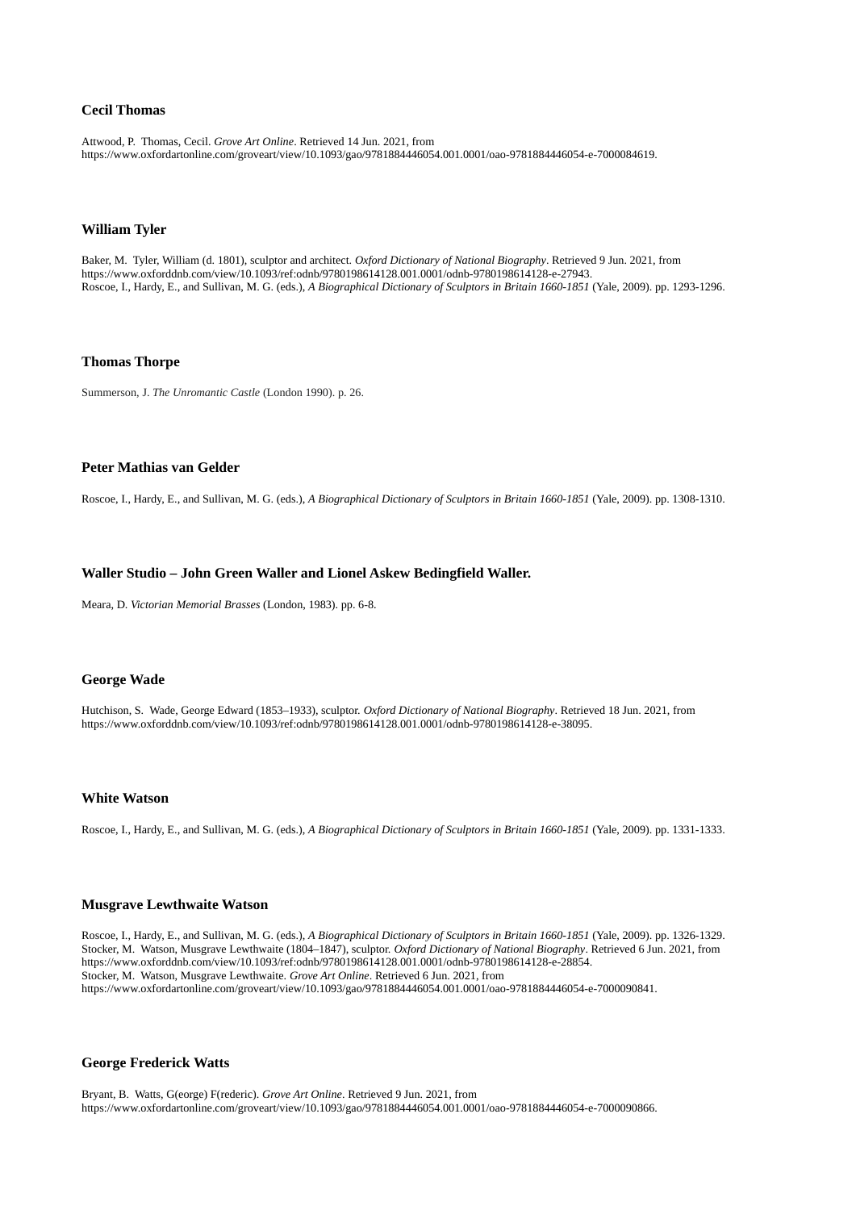### Cecil Thomas

Attwood, P. Thomas, Cecil. *Grove Art Online*. Retrieved 14 Jun. 2021, from https://www.oxfordartonline.com/groveart/view/10.1093/gao/9781884446054.001.0001/oao-9781884446054-e-7000084619.

### William Tyler

Baker, M. Tyler, William (d. 1801), sculptor and architect. *Oxford Dictionary of National Biography*. Retrieved 9 Jun. 2021, from https://www.oxforddnb.com/view/10.1093/ref:odnb/9780198614128.001.0001/odnb-9780198614128-e-27943.
Roscoe, I., Hardy, E., and Sullivan, M. G. (eds.), *A Biographical Dictionary of Sculptors in Britain 1660-1851* (Yale, 2009). pp. 1293-1296.

### Thomas Thorpe

Summerson, J. *The Unromantic Castle* (London 1990). p. 26.

### Peter Mathias van Gelder

Roscoe, I., Hardy, E., and Sullivan, M. G. (eds.), *A Biographical Dictionary of Sculptors in Britain 1660-1851* (Yale, 2009). pp. 1308-1310.

### Waller Studio – John Green Waller and Lionel Askew Bedingfield Waller.

Meara, D. *Victorian Memorial Brasses* (London, 1983). pp. 6-8.

### George Wade

Hutchison, S. Wade, George Edward (1853–1933), sculptor. *Oxford Dictionary of National Biography*. Retrieved 18 Jun. 2021, from https://www.oxforddnb.com/view/10.1093/ref:odnb/9780198614128.001.0001/odnb-9780198614128-e-38095.

### White Watson

Roscoe, I., Hardy, E., and Sullivan, M. G. (eds.), *A Biographical Dictionary of Sculptors in Britain 1660-1851* (Yale, 2009). pp. 1331-1333.

### Musgrave Lewthwaite Watson

Roscoe, I., Hardy, E., and Sullivan, M. G. (eds.), *A Biographical Dictionary of Sculptors in Britain 1660-1851* (Yale, 2009). pp. 1326-1329.
Stocker, M. Watson, Musgrave Lewthwaite (1804–1847), sculptor. *Oxford Dictionary of National Biography*. Retrieved 6 Jun. 2021, from https://www.oxforddnb.com/view/10.1093/ref:odnb/9780198614128.001.0001/odnb-9780198614128-e-28854.
Stocker, M. Watson, Musgrave Lewthwaite. *Grove Art Online*. Retrieved 6 Jun. 2021, from https://www.oxfordartonline.com/groveart/view/10.1093/gao/9781884446054.001.0001/oao-9781884446054-e-7000090841.

### George Frederick Watts

Bryant, B. Watts, G(eorge) F(rederic). *Grove Art Online*. Retrieved 9 Jun. 2021, from https://www.oxfordartonline.com/groveart/view/10.1093/gao/9781884446054.001.0001/oao-9781884446054-e-7000090866.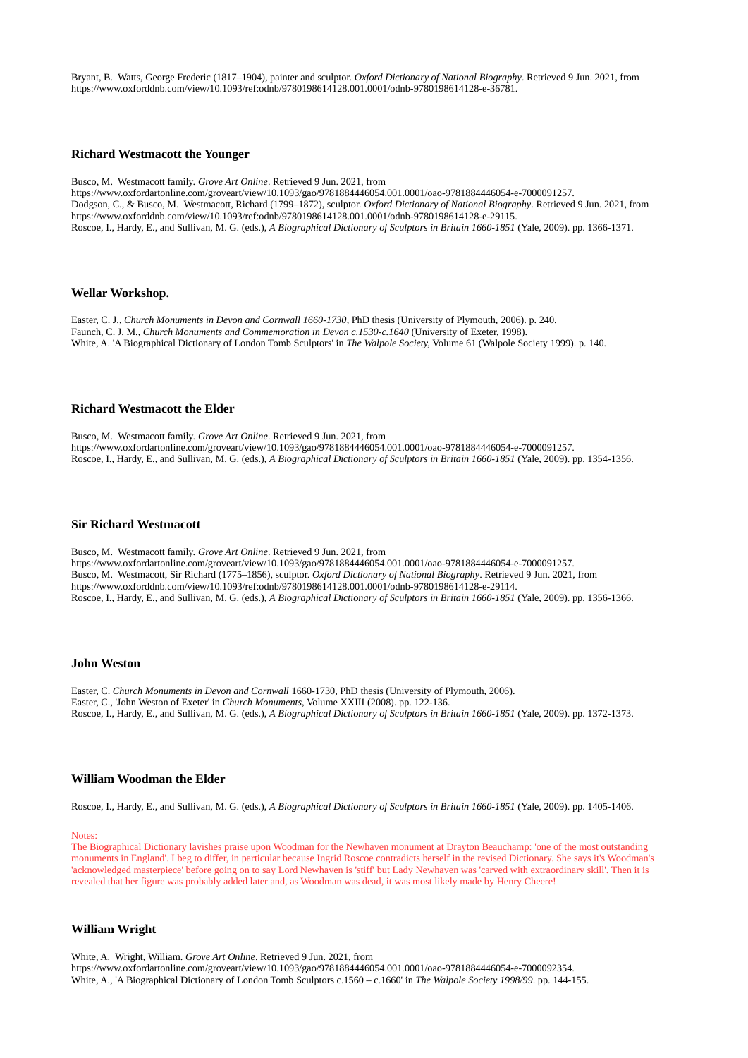Bryant, B. Watts, George Frederic (1817–1904), painter and sculptor. *Oxford Dictionary of National Biography*. Retrieved 9 Jun. 2021, from https://www.oxforddnb.com/view/10.1093/ref:odnb/9780198614128.001.0001/odnb-9780198614128-e-36781.

### Richard Westmacott the Younger

Busco, M. Westmacott family. *Grove Art Online*. Retrieved 9 Jun. 2021, from https://www.oxfordartonline.com/groveart/view/10.1093/gao/9781884446054.001.0001/oao-9781884446054-e-7000091257.
Dodgson, C., & Busco, M. Westmacott, Richard (1799–1872), sculptor. *Oxford Dictionary of National Biography*. Retrieved 9 Jun. 2021, from https://www.oxforddnb.com/view/10.1093/ref:odnb/9780198614128.001.0001/odnb-9780198614128-e-29115.
Roscoe, I., Hardy, E., and Sullivan, M. G. (eds.), *A Biographical Dictionary of Sculptors in Britain 1660-1851* (Yale, 2009). pp. 1366-1371.

### Wellar Workshop.

Easter, C. J., *Church Monuments in Devon and Cornwall 1660-1730*, PhD thesis (University of Plymouth, 2006). p. 240.
Faunch, C. J. M., *Church Monuments and Commemoration in Devon c.1530-c.1640* (University of Exeter, 1998).
White, A. 'A Biographical Dictionary of London Tomb Sculptors' in *The Walpole Society*, Volume 61 (Walpole Society 1999). p. 140.

### Richard Westmacott the Elder

Busco, M. Westmacott family. *Grove Art Online*. Retrieved 9 Jun. 2021, from https://www.oxfordartonline.com/groveart/view/10.1093/gao/9781884446054.001.0001/oao-9781884446054-e-7000091257.
Roscoe, I., Hardy, E., and Sullivan, M. G. (eds.), *A Biographical Dictionary of Sculptors in Britain 1660-1851* (Yale, 2009). pp. 1354-1356.

### Sir Richard Westmacott

Busco, M. Westmacott family. *Grove Art Online*. Retrieved 9 Jun. 2021, from https://www.oxfordartonline.com/groveart/view/10.1093/gao/9781884446054.001.0001/oao-9781884446054-e-7000091257.
Busco, M. Westmacott, Sir Richard (1775–1856), sculptor. *Oxford Dictionary of National Biography*. Retrieved 9 Jun. 2021, from https://www.oxforddnb.com/view/10.1093/ref:odnb/9780198614128.001.0001/odnb-9780198614128-e-29114.
Roscoe, I., Hardy, E., and Sullivan, M. G. (eds.), *A Biographical Dictionary of Sculptors in Britain 1660-1851* (Yale, 2009). pp. 1356-1366.

### John Weston

Easter, C. *Church Monuments in Devon and Cornwall* 1660-1730, PhD thesis (University of Plymouth, 2006).
Easter, C., 'John Weston of Exeter' in *Church Monuments*, Volume XXIII (2008). pp. 122-136.
Roscoe, I., Hardy, E., and Sullivan, M. G. (eds.), *A Biographical Dictionary of Sculptors in Britain 1660-1851* (Yale, 2009). pp. 1372-1373.

### William Woodman the Elder

Roscoe, I., Hardy, E., and Sullivan, M. G. (eds.), *A Biographical Dictionary of Sculptors in Britain 1660-1851* (Yale, 2009). pp. 1405-1406.

Notes:
The Biographical Dictionary lavishes praise upon Woodman for the Newhaven monument at Drayton Beauchamp: 'one of the most outstanding monuments in England'. I beg to differ, in particular because Ingrid Roscoe contradicts herself in the revised Dictionary. She says it's Woodman's 'acknowledged masterpiece' before going on to say Lord Newhaven is 'stiff' but Lady Newhaven was 'carved with extraordinary skill'. Then it is revealed that her figure was probably added later and, as Woodman was dead, it was most likely made by Henry Cheere!

### William Wright

White, A. Wright, William. *Grove Art Online*. Retrieved 9 Jun. 2021, from https://www.oxfordartonline.com/groveart/view/10.1093/gao/9781884446054.001.0001/oao-9781884446054-e-7000092354.
White, A., 'A Biographical Dictionary of London Tomb Sculptors c.1560 – c.1660' in *The Walpole Society 1998/99*. pp. 144-155.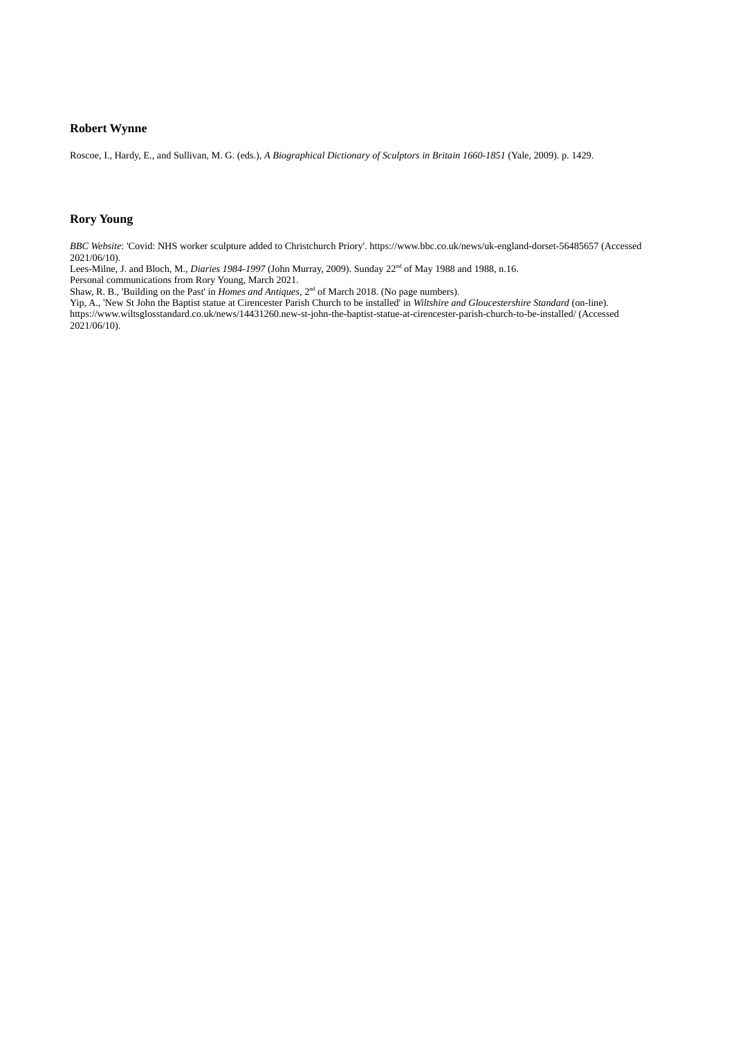### Robert Wynne

Roscoe, I., Hardy, E., and Sullivan, M. G. (eds.), *A Biographical Dictionary of Sculptors in Britain 1660-1851* (Yale, 2009). p. 1429.

### Rory Young

*BBC Website*: 'Covid: NHS worker sculpture added to Christchurch Priory'. https://www.bbc.co.uk/news/uk-england-dorset-56485657 (Accessed 2021/06/10).
Lees-Milne, J. and Bloch, M., *Diaries 1984-1997* (John Murray, 2009). Sunday 22nd of May 1988 and 1988, n.16.
Personal communications from Rory Young, March 2021.
Shaw, R. B., 'Building on the Past' in *Homes and Antiques*, 2nd of March 2018. (No page numbers).
Yip, A., 'New St John the Baptist statue at Cirencester Parish Church to be installed' in *Wiltshire and Gloucestershire Standard* (on-line). https://www.wiltsglosstandard.co.uk/news/14431260.new-st-john-the-baptist-statue-at-cirencester-parish-church-to-be-installed/ (Accessed 2021/06/10).